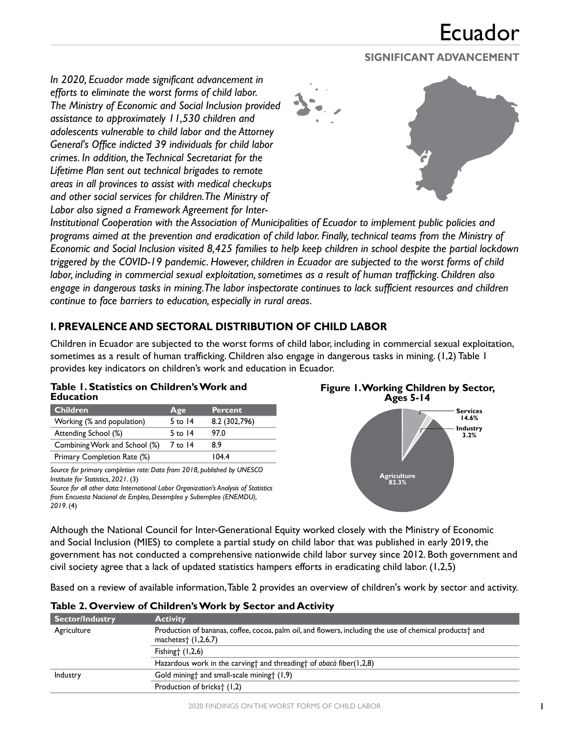# Ecuador

## SIGNIFICANT ADVANCEMENT

*In 2020, Ecuador made significant advancement in efforts to eliminate the worst forms of child labor. The Ministry of Economic and Social Inclusion provided assistance to approximately 11,530 children and adolescents vulnerable to child labor and the Attorney General's Office indicted 39 individuals for child labor crimes. In addition, the Technical Secretariat for the Lifetime Plan sent out technical brigades to remote areas in all provinces to assist with medical checkups and other social services for children. The Ministry of Labor also signed a Framework Agreement for Inter-Institutional Cooperation with the Association of Municipalities of Ecuador to implement public policies and programs aimed at the prevention and eradication of child labor. Finally, technical teams from the Ministry of Economic and Social Inclusion visited 8,425 families to help keep children in school despite the partial lockdown triggered by the COVID-19 pandemic. However, children in Ecuador are subjected to the worst forms of child labor, including in commercial sexual exploitation, sometimes as a result of human trafficking. Children also engage in dangerous tasks in mining. The labor inspectorate continues to lack sufficient resources and children continue to face barriers to education, especially in rural areas.*

## I. PREVALENCE AND SECTORAL DISTRIBUTION OF CHILD LABOR

Children in Ecuador are subjected to the worst forms of child labor, including in commercial sexual exploitation, sometimes as a result of human trafficking. Children also engage in dangerous tasks in mining. (1,2) Table 1 provides key indicators on children's work and education in Ecuador.

**Table 1. Statistics on Children's Work and Education**

| Children | Age | Percent |
|---|---|---|
| Working (% and population) | 5 to 14 | 8.2 (302,796) |
| Attending School (%) | 5 to 14 | 97.0 |
| Combining Work and School (%) | 7 to 14 | 8.9 |
| Primary Completion Rate (%) | | 104.4 |

*Source for primary completion rate: Data from 2018, published by UNESCO Institute for Statistics, 2021.* (3)
*Source for all other data: International Labor Organization's Analysis of Statistics from Encuesta Nacional de Empleo, Desempleo y Subempleo (ENEMDU), 2019.* (4)

**Figure 1. Working Children by Sector, Ages 5-14**

Services 14.6%
Industry 3.2%
Agriculture 82.3%

Although the National Council for Inter-Generational Equity worked closely with the Ministry of Economic and Social Inclusion (MIES) to complete a partial study on child labor that was published in early 2019, the government has not conducted a comprehensive nationwide child labor survey since 2012. Both government and civil society agree that a lack of updated statistics hampers efforts in eradicating child labor. (1,2,5)

Based on a review of available information, Table 2 provides an overview of children's work by sector and activity.

**Table 2. Overview of Children's Work by Sector and Activity**

| Sector/Industry | Activity |
|---|---|
| Agriculture | Production of bananas, coffee, cocoa, palm oil, and flowers, including the use of chemical products† and machetes† (1,2,6,7) |
| | Fishing† (1,2,6) |
| | Hazardous work in the carving† and threading† of *abacá* fiber(1,2,8) |
| Industry | Gold mining† and small-scale mining† (1,9) |
| | Production of bricks† (1,2) |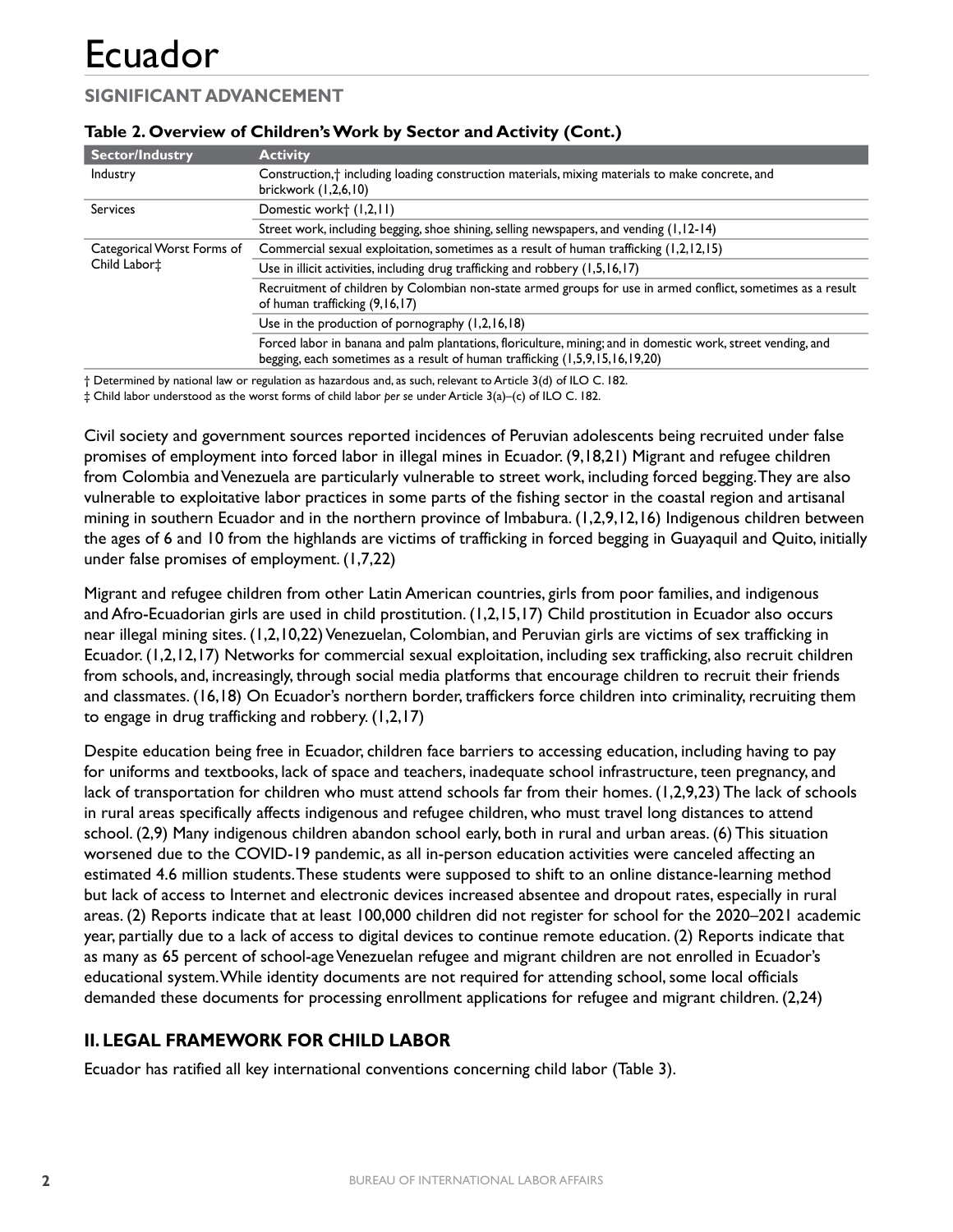# Ecuador

## SIGNIFICANT ADVANCEMENT

**Table 2. Overview of Children's Work by Sector and Activity (Cont.)**

| Sector/Industry | Activity |
|---|---|
| Industry | Construction,† including loading construction materials, mixing materials to make concrete, and brickwork (1,2,6,10) |
| Services | Domestic work† (1,2,11) |
| | Street work, including begging, shoe shining, selling newspapers, and vending (1,12-14) |
| Categorical Worst Forms of Child Labor‡ | Commercial sexual exploitation, sometimes as a result of human trafficking (1,2,12,15) |
| | Use in illicit activities, including drug trafficking and robbery (1,5,16,17) |
| | Recruitment of children by Colombian non-state armed groups for use in armed conflict, sometimes as a result of human trafficking (9,16,17) |
| | Use in the production of pornography (1,2,16,18) |
| | Forced labor in banana and palm plantations, floriculture, mining; and in domestic work, street vending, and begging, each sometimes as a result of human trafficking (1,5,9,15,16,19,20) |

† Determined by national law or regulation as hazardous and, as such, relevant to Article 3(d) of ILO C. 182.
‡ Child labor understood as the worst forms of child labor *per se* under Article 3(a)–(c) of ILO C. 182.

Civil society and government sources reported incidences of Peruvian adolescents being recruited under false promises of employment into forced labor in illegal mines in Ecuador. (9,18,21) Migrant and refugee children from Colombia and Venezuela are particularly vulnerable to street work, including forced begging. They are also vulnerable to exploitative labor practices in some parts of the fishing sector in the coastal region and artisanal mining in southern Ecuador and in the northern province of Imbabura. (1,2,9,12,16) Indigenous children between the ages of 6 and 10 from the highlands are victims of trafficking in forced begging in Guayaquil and Quito, initially under false promises of employment. (1,7,22)

Migrant and refugee children from other Latin American countries, girls from poor families, and indigenous and Afro-Ecuadorian girls are used in child prostitution. (1,2,15,17) Child prostitution in Ecuador also occurs near illegal mining sites. (1,2,10,22) Venezuelan, Colombian, and Peruvian girls are victims of sex trafficking in Ecuador. (1,2,12,17) Networks for commercial sexual exploitation, including sex trafficking, also recruit children from schools, and, increasingly, through social media platforms that encourage children to recruit their friends and classmates. (16,18) On Ecuador's northern border, traffickers force children into criminality, recruiting them to engage in drug trafficking and robbery. (1,2,17)

Despite education being free in Ecuador, children face barriers to accessing education, including having to pay for uniforms and textbooks, lack of space and teachers, inadequate school infrastructure, teen pregnancy, and lack of transportation for children who must attend schools far from their homes. (1,2,9,23) The lack of schools in rural areas specifically affects indigenous and refugee children, who must travel long distances to attend school. (2,9) Many indigenous children abandon school early, both in rural and urban areas. (6) This situation worsened due to the COVID-19 pandemic, as all in-person education activities were canceled affecting an estimated 4.6 million students. These students were supposed to shift to an online distance-learning method but lack of access to Internet and electronic devices increased absentee and dropout rates, especially in rural areas. (2) Reports indicate that at least 100,000 children did not register for school for the 2020–2021 academic year, partially due to a lack of access to digital devices to continue remote education. (2) Reports indicate that as many as 65 percent of school-age Venezuelan refugee and migrant children are not enrolled in Ecuador's educational system. While identity documents are not required for attending school, some local officials demanded these documents for processing enrollment applications for refugee and migrant children. (2,24)

## II. LEGAL FRAMEWORK FOR CHILD LABOR

Ecuador has ratified all key international conventions concerning child labor (Table 3).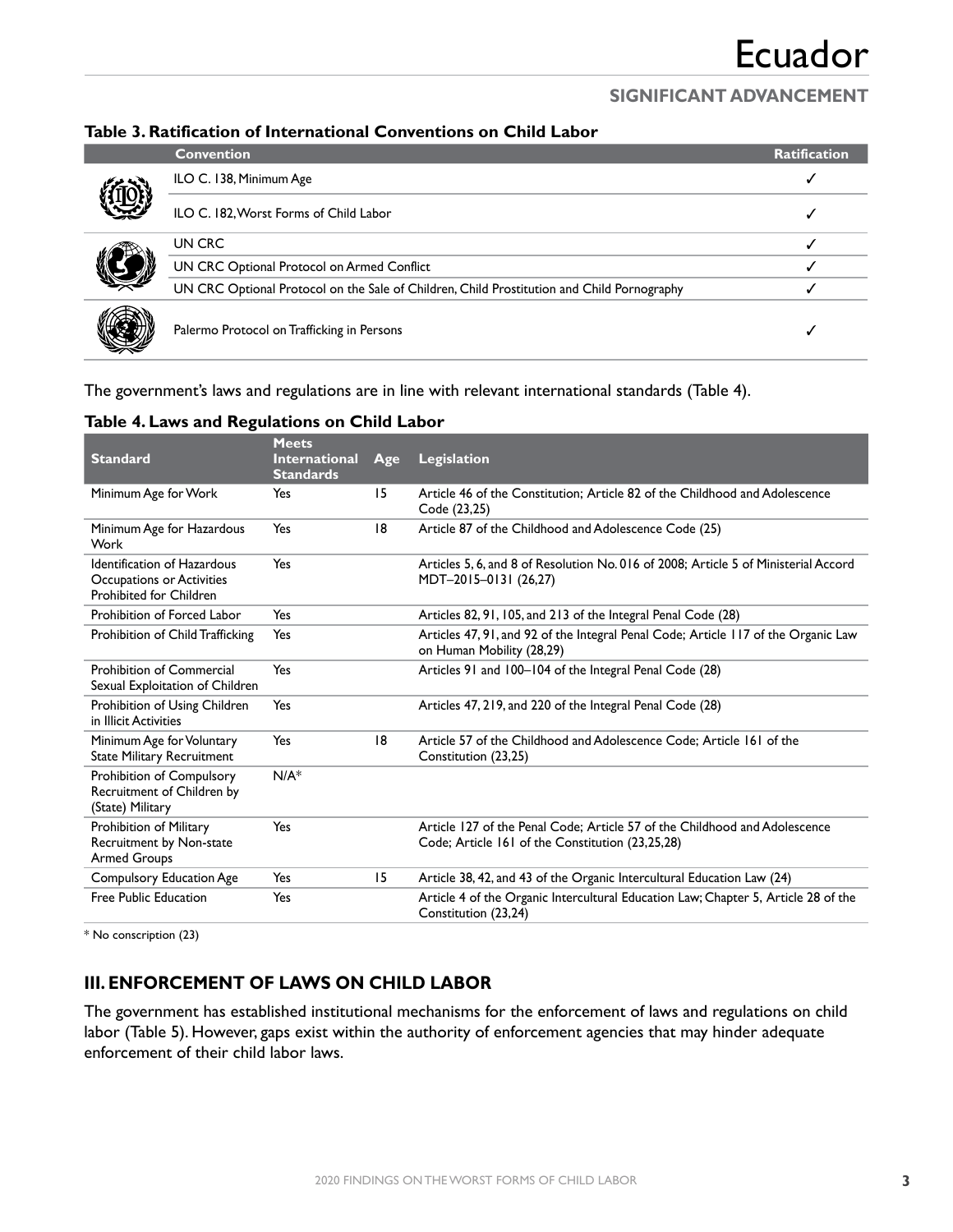# Ecuador

**SIGNIFICANT ADVANCEMENT**

**Table 3. Ratification of International Conventions on Child Labor**

| Convention | Ratification |
|---|---|
| ILO C. 138, Minimum Age | ✓ |
| ILO C. 182, Worst Forms of Child Labor | ✓ |
| UN CRC | ✓ |
| UN CRC Optional Protocol on Armed Conflict | ✓ |
| UN CRC Optional Protocol on the Sale of Children, Child Prostitution and Child Pornography | ✓ |
| Palermo Protocol on Trafficking in Persons | ✓ |

The government's laws and regulations are in line with relevant international standards (Table 4).

**Table 4. Laws and Regulations on Child Labor**

| Standard | Meets International Standards | Age | Legislation |
|---|---|---|---|
| Minimum Age for Work | Yes | 15 | Article 46 of the Constitution; Article 82 of the Childhood and Adolescence Code (23,25) |
| Minimum Age for Hazardous Work | Yes | 18 | Article 87 of the Childhood and Adolescence Code (25) |
| Identification of Hazardous Occupations or Activities Prohibited for Children | Yes | | Articles 5, 6, and 8 of Resolution No. 016 of 2008; Article 5 of Ministerial Accord MDT–2015–0131 (26,27) |
| Prohibition of Forced Labor | Yes | | Articles 82, 91, 105, and 213 of the Integral Penal Code (28) |
| Prohibition of Child Trafficking | Yes | | Articles 47, 91, and 92 of the Integral Penal Code; Article 117 of the Organic Law on Human Mobility (28,29) |
| Prohibition of Commercial Sexual Exploitation of Children | Yes | | Articles 91 and 100–104 of the Integral Penal Code (28) |
| Prohibition of Using Children in Illicit Activities | Yes | | Articles 47, 219, and 220 of the Integral Penal Code (28) |
| Minimum Age for Voluntary State Military Recruitment | Yes | 18 | Article 57 of the Childhood and Adolescence Code; Article 161 of the Constitution (23,25) |
| Prohibition of Compulsory Recruitment of Children by (State) Military | N/A* | | |
| Prohibition of Military Recruitment by Non-state Armed Groups | Yes | | Article 127 of the Penal Code; Article 57 of the Childhood and Adolescence Code; Article 161 of the Constitution (23,25,28) |
| Compulsory Education Age | Yes | 15 | Article 38, 42, and 43 of the Organic Intercultural Education Law (24) |
| Free Public Education | Yes | | Article 4 of the Organic Intercultural Education Law; Chapter 5, Article 28 of the Constitution (23,24) |

* No conscription (23)

## III. ENFORCEMENT OF LAWS ON CHILD LABOR

The government has established institutional mechanisms for the enforcement of laws and regulations on child labor (Table 5). However, gaps exist within the authority of enforcement agencies that may hinder adequate enforcement of their child labor laws.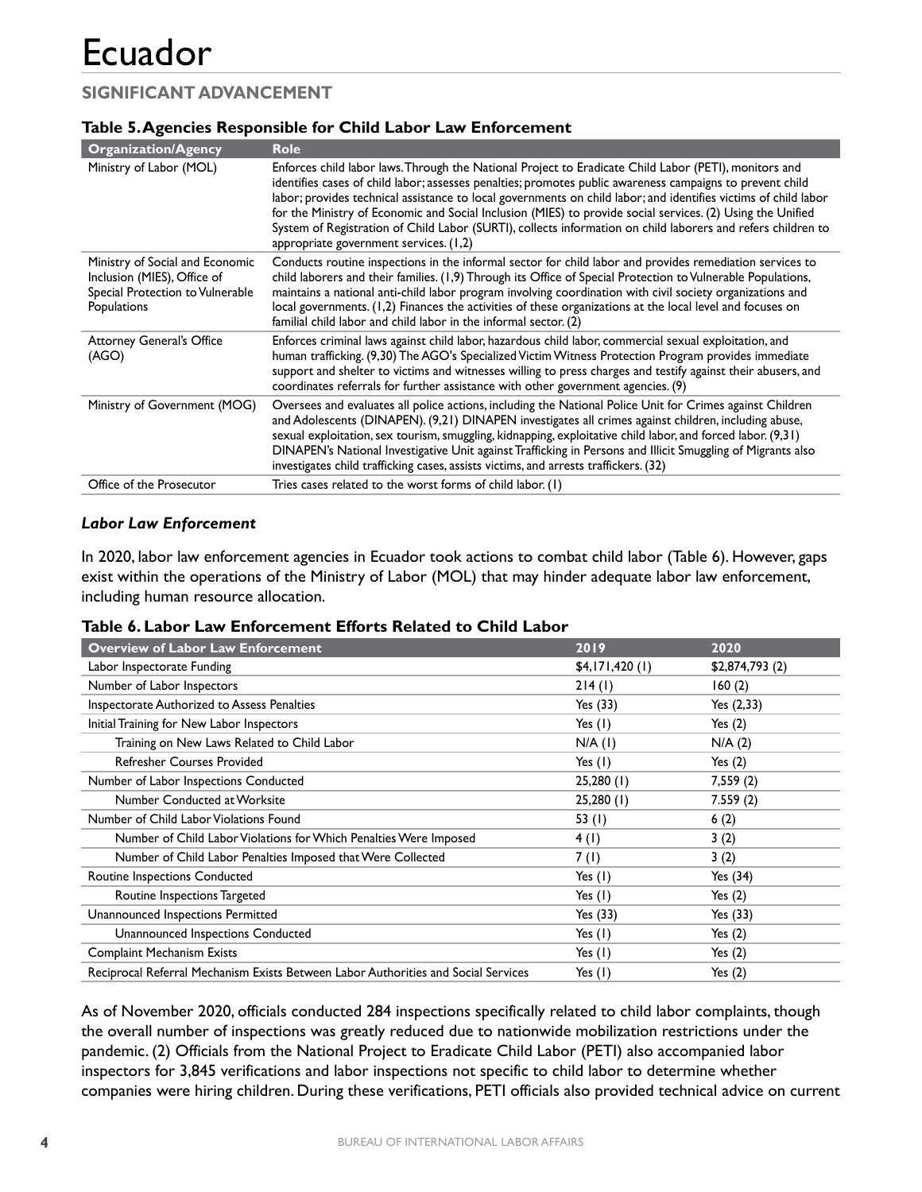# Ecuador

## SIGNIFICANT ADVANCEMENT

### Table 5. Agencies Responsible for Child Labor Law Enforcement

| Organization/Agency | Role |
|---|---|
| Ministry of Labor (MOL) | Enforces child labor laws. Through the National Project to Eradicate Child Labor (PETI), monitors and identifies cases of child labor; assesses penalties; promotes public awareness campaigns to prevent child labor; provides technical assistance to local governments on child labor; and identifies victims of child labor for the Ministry of Economic and Social Inclusion (MIES) to provide social services. (2) Using the Unified System of Registration of Child Labor (SURTI), collects information on child laborers and refers children to appropriate government services. (1,2) |
| Ministry of Social and Economic Inclusion (MIES), Office of Special Protection to Vulnerable Populations | Conducts routine inspections in the informal sector for child labor and provides remediation services to child laborers and their families. (1,9) Through its Office of Special Protection to Vulnerable Populations, maintains a national anti-child labor program involving coordination with civil society organizations and local governments. (1,2) Finances the activities of these organizations at the local level and focuses on familial child labor and child labor in the informal sector. (2) |
| Attorney General's Office (AGO) | Enforces criminal laws against child labor, hazardous child labor, commercial sexual exploitation, and human trafficking. (9,30) The AGO's Specialized Victim Witness Protection Program provides immediate support and shelter to victims and witnesses willing to press charges and testify against their abusers, and coordinates referrals for further assistance with other government agencies. (9) |
| Ministry of Government (MOG) | Oversees and evaluates all police actions, including the National Police Unit for Crimes against Children and Adolescents (DINAPEN). (9,21) DINAPEN investigates all crimes against children, including abuse, sexual exploitation, sex tourism, smuggling, kidnapping, exploitative child labor, and forced labor. (9,31) DINAPEN's National Investigative Unit against Trafficking in Persons and Illicit Smuggling of Migrants also investigates child trafficking cases, assists victims, and arrests traffickers. (32) |
| Office of the Prosecutor | Tries cases related to the worst forms of child labor. (1) |

### *Labor Law Enforcement*

In 2020, labor law enforcement agencies in Ecuador took actions to combat child labor (Table 6). However, gaps exist within the operations of the Ministry of Labor (MOL) that may hinder adequate labor law enforcement, including human resource allocation.

### Table 6. Labor Law Enforcement Efforts Related to Child Labor

| Overview of Labor Law Enforcement | 2019 | 2020 |
|---|---|---|
| Labor Inspectorate Funding | $4,171,420 (1) | $2,874,793 (2) |
| Number of Labor Inspectors | 214 (1) | 160 (2) |
| Inspectorate Authorized to Assess Penalties | Yes (33) | Yes (2,33) |
| Initial Training for New Labor Inspectors | Yes (1) | Yes (2) |
| Training on New Laws Related to Child Labor | N/A (1) | N/A (2) |
| Refresher Courses Provided | Yes (1) | Yes (2) |
| Number of Labor Inspections Conducted | 25,280 (1) | 7,559 (2) |
| Number Conducted at Worksite | 25,280 (1) | 7.559 (2) |
| Number of Child Labor Violations Found | 53 (1) | 6 (2) |
| Number of Child Labor Violations for Which Penalties Were Imposed | 4 (1) | 3 (2) |
| Number of Child Labor Penalties Imposed that Were Collected | 7 (1) | 3 (2) |
| Routine Inspections Conducted | Yes (1) | Yes (34) |
| Routine Inspections Targeted | Yes (1) | Yes (2) |
| Unannounced Inspections Permitted | Yes (33) | Yes (33) |
| Unannounced Inspections Conducted | Yes (1) | Yes (2) |
| Complaint Mechanism Exists | Yes (1) | Yes (2) |
| Reciprocal Referral Mechanism Exists Between Labor Authorities and Social Services | Yes (1) | Yes (2) |

As of November 2020, officials conducted 284 inspections specifically related to child labor complaints, though the overall number of inspections was greatly reduced due to nationwide mobilization restrictions under the pandemic. (2) Officials from the National Project to Eradicate Child Labor (PETI) also accompanied labor inspectors for 3,845 verifications and labor inspections not specific to child labor to determine whether companies were hiring children. During these verifications, PETI officials also provided technical advice on current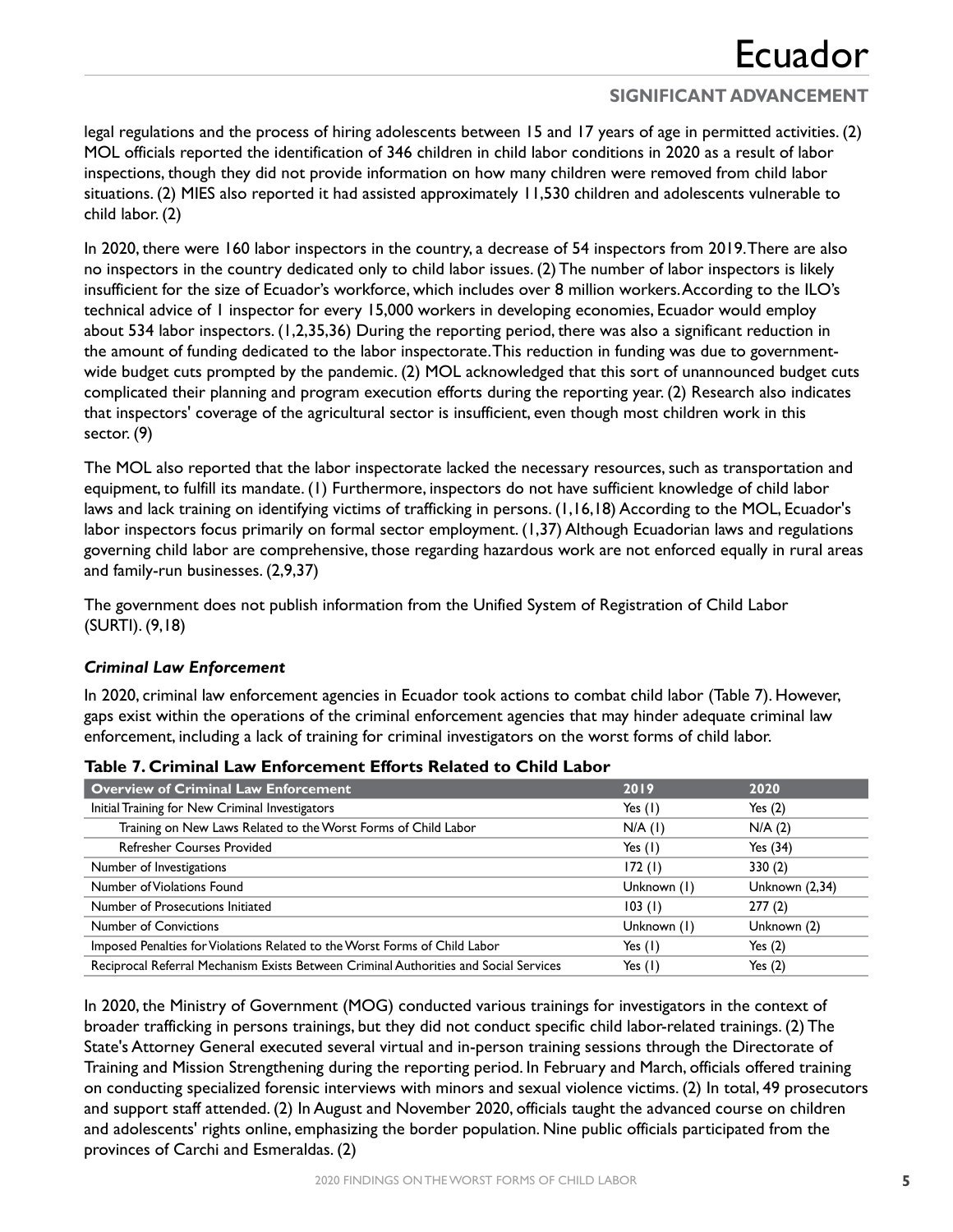legal regulations and the process of hiring adolescents between 15 and 17 years of age in permitted activities. (2) MOL officials reported the identification of 346 children in child labor conditions in 2020 as a result of labor inspections, though they did not provide information on how many children were removed from child labor situations. (2) MIES also reported it had assisted approximately 11,530 children and adolescents vulnerable to child labor. (2)

In 2020, there were 160 labor inspectors in the country, a decrease of 54 inspectors from 2019. There are also no inspectors in the country dedicated only to child labor issues. (2) The number of labor inspectors is likely insufficient for the size of Ecuador's workforce, which includes over 8 million workers. According to the ILO's technical advice of 1 inspector for every 15,000 workers in developing economies, Ecuador would employ about 534 labor inspectors. (1,2,35,36) During the reporting period, there was also a significant reduction in the amount of funding dedicated to the labor inspectorate. This reduction in funding was due to government-wide budget cuts prompted by the pandemic. (2) MOL acknowledged that this sort of unannounced budget cuts complicated their planning and program execution efforts during the reporting year. (2) Research also indicates that inspectors' coverage of the agricultural sector is insufficient, even though most children work in this sector. (9)

The MOL also reported that the labor inspectorate lacked the necessary resources, such as transportation and equipment, to fulfill its mandate. (1) Furthermore, inspectors do not have sufficient knowledge of child labor laws and lack training on identifying victims of trafficking in persons. (1,16,18) According to the MOL, Ecuador's labor inspectors focus primarily on formal sector employment. (1,37) Although Ecuadorian laws and regulations governing child labor are comprehensive, those regarding hazardous work are not enforced equally in rural areas and family-run businesses. (2,9,37)

The government does not publish information from the Unified System of Registration of Child Labor (SURTI). (9,18)

### *Criminal Law Enforcement*

In 2020, criminal law enforcement agencies in Ecuador took actions to combat child labor (Table 7). However, gaps exist within the operations of the criminal enforcement agencies that may hinder adequate criminal law enforcement, including a lack of training for criminal investigators on the worst forms of child labor.

**Table 7. Criminal Law Enforcement Efforts Related to Child Labor**

| Overview of Criminal Law Enforcement | 2019 | 2020 |
|---|---|---|
| Initial Training for New Criminal Investigators | Yes (1) | Yes (2) |
| Training on New Laws Related to the Worst Forms of Child Labor | N/A (1) | N/A (2) |
| Refresher Courses Provided | Yes (1) | Yes (34) |
| Number of Investigations | 172 (1) | 330 (2) |
| Number of Violations Found | Unknown (1) | Unknown (2,34) |
| Number of Prosecutions Initiated | 103 (1) | 277 (2) |
| Number of Convictions | Unknown (1) | Unknown (2) |
| Imposed Penalties for Violations Related to the Worst Forms of Child Labor | Yes (1) | Yes (2) |
| Reciprocal Referral Mechanism Exists Between Criminal Authorities and Social Services | Yes (1) | Yes (2) |

In 2020, the Ministry of Government (MOG) conducted various trainings for investigators in the context of broader trafficking in persons trainings, but they did not conduct specific child labor-related trainings. (2) The State's Attorney General executed several virtual and in-person training sessions through the Directorate of Training and Mission Strengthening during the reporting period. In February and March, officials offered training on conducting specialized forensic interviews with minors and sexual violence victims. (2) In total, 49 prosecutors and support staff attended. (2) In August and November 2020, officials taught the advanced course on children and adolescents' rights online, emphasizing the border population. Nine public officials participated from the provinces of Carchi and Esmeraldas. (2)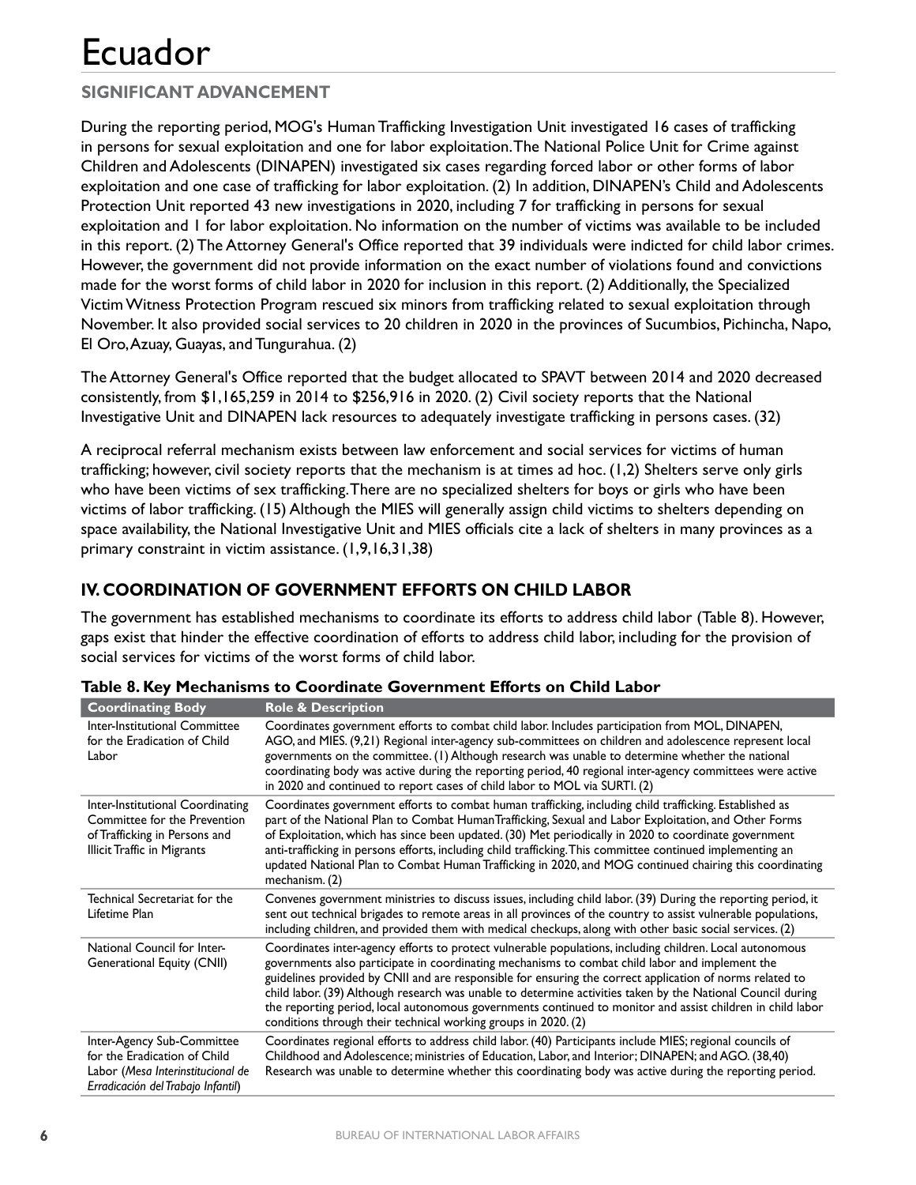# Ecuador

### SIGNIFICANT ADVANCEMENT

During the reporting period, MOG's Human Trafficking Investigation Unit investigated 16 cases of trafficking in persons for sexual exploitation and one for labor exploitation. The National Police Unit for Crime against Children and Adolescents (DINAPEN) investigated six cases regarding forced labor or other forms of labor exploitation and one case of trafficking for labor exploitation. (2) In addition, DINAPEN's Child and Adolescents Protection Unit reported 43 new investigations in 2020, including 7 for trafficking in persons for sexual exploitation and 1 for labor exploitation. No information on the number of victims was available to be included in this report. (2) The Attorney General's Office reported that 39 individuals were indicted for child labor crimes. However, the government did not provide information on the exact number of violations found and convictions made for the worst forms of child labor in 2020 for inclusion in this report. (2) Additionally, the Specialized Victim Witness Protection Program rescued six minors from trafficking related to sexual exploitation through November. It also provided social services to 20 children in 2020 in the provinces of Sucumbios, Pichincha, Napo, El Oro, Azuay, Guayas, and Tungurahua. (2)

The Attorney General's Office reported that the budget allocated to SPAVT between 2014 and 2020 decreased consistently, from $1,165,259 in 2014 to $256,916 in 2020. (2) Civil society reports that the National Investigative Unit and DINAPEN lack resources to adequately investigate trafficking in persons cases. (32)

A reciprocal referral mechanism exists between law enforcement and social services for victims of human trafficking; however, civil society reports that the mechanism is at times ad hoc. (1,2) Shelters serve only girls who have been victims of sex trafficking. There are no specialized shelters for boys or girls who have been victims of labor trafficking. (15) Although the MIES will generally assign child victims to shelters depending on space availability, the National Investigative Unit and MIES officials cite a lack of shelters in many provinces as a primary constraint in victim assistance. (1,9,16,31,38)

## IV. COORDINATION OF GOVERNMENT EFFORTS ON CHILD LABOR

The government has established mechanisms to coordinate its efforts to address child labor (Table 8). However, gaps exist that hinder the effective coordination of efforts to address child labor, including for the provision of social services for victims of the worst forms of child labor.

**Table 8. Key Mechanisms to Coordinate Government Efforts on Child Labor**

| Coordinating Body | Role & Description |
|---|---|
| Inter-Institutional Committee for the Eradication of Child Labor | Coordinates government efforts to combat child labor. Includes participation from MOL, DINAPEN, AGO, and MIES. (9,21) Regional inter-agency sub-committees on children and adolescence represent local governments on the committee. (1) Although research was unable to determine whether the national coordinating body was active during the reporting period, 40 regional inter-agency committees were active in 2020 and continued to report cases of child labor to MOL via SURTI. (2) |
| Inter-Institutional Coordinating Committee for the Prevention of Trafficking in Persons and Illicit Traffic in Migrants | Coordinates government efforts to combat human trafficking, including child trafficking. Established as part of the National Plan to Combat Human Trafficking, Sexual and Labor Exploitation, and Other Forms of Exploitation, which has since been updated. (30) Met periodically in 2020 to coordinate government anti-trafficking in persons efforts, including child trafficking. This committee continued implementing an updated National Plan to Combat Human Trafficking in 2020, and MOG continued chairing this coordinating mechanism. (2) |
| Technical Secretariat for the Lifetime Plan | Convenes government ministries to discuss issues, including child labor. (39) During the reporting period, it sent out technical brigades to remote areas in all provinces of the country to assist vulnerable populations, including children, and provided them with medical checkups, along with other basic social services. (2) |
| National Council for Inter-Generational Equity (CNII) | Coordinates inter-agency efforts to protect vulnerable populations, including children. Local autonomous governments also participate in coordinating mechanisms to combat child labor and implement the guidelines provided by CNII and are responsible for ensuring the correct application of norms related to child labor. (39) Although research was unable to determine activities taken by the National Council during the reporting period, local autonomous governments continued to monitor and assist children in child labor conditions through their technical working groups in 2020. (2) |
| Inter-Agency Sub-Committee for the Eradication of Child Labor (*Mesa Interinstitucional de Erradicación del Trabajo Infantil*) | Coordinates regional efforts to address child labor. (40) Participants include MIES; regional councils of Childhood and Adolescence; ministries of Education, Labor, and Interior; DINAPEN; and AGO. (38,40) Research was unable to determine whether this coordinating body was active during the reporting period. |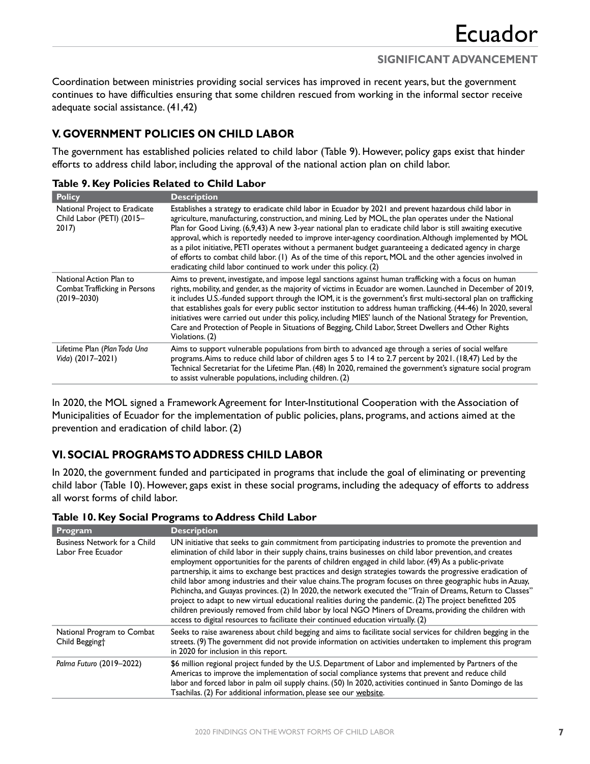Coordination between ministries providing social services has improved in recent years, but the government continues to have difficulties ensuring that some children rescued from working in the informal sector receive adequate social assistance. (41,42)

## V. GOVERNMENT POLICIES ON CHILD LABOR

The government has established policies related to child labor (Table 9). However, policy gaps exist that hinder efforts to address child labor, including the approval of the national action plan on child labor.

**Table 9. Key Policies Related to Child Labor**

| Policy | Description |
| --- | --- |
| National Project to Eradicate Child Labor (PETI) (2015–2017) | Establishes a strategy to eradicate child labor in Ecuador by 2021 and prevent hazardous child labor in agriculture, manufacturing, construction, and mining. Led by MOL, the plan operates under the National Plan for Good Living. (6,9,43) A new 3-year national plan to eradicate child labor is still awaiting executive approval, which is reportedly needed to improve inter-agency coordination. Although implemented by MOL as a pilot initiative, PETI operates without a permanent budget guaranteeing a dedicated agency in charge of efforts to combat child labor. (1) As of the time of this report, MOL and the other agencies involved in eradicating child labor continued to work under this policy. (2) |
| National Action Plan to Combat Trafficking in Persons (2019–2030) | Aims to prevent, investigate, and impose legal sanctions against human trafficking with a focus on human rights, mobility, and gender, as the majority of victims in Ecuador are women. Launched in December of 2019, it includes U.S.-funded support through the IOM, it is the government's first multi-sectoral plan on trafficking that establishes goals for every public sector institution to address human trafficking. (44-46) In 2020, several initiatives were carried out under this policy, including MIES' launch of the National Strategy for Prevention, Care and Protection of People in Situations of Begging, Child Labor, Street Dwellers and Other Rights Violations. (2) |
| Lifetime Plan (*Plan Toda Una Vida*) (2017–2021) | Aims to support vulnerable populations from birth to advanced age through a series of social welfare programs. Aims to reduce child labor of children ages 5 to 14 to 2.7 percent by 2021. (18,47) Led by the Technical Secretariat for the Lifetime Plan. (48) In 2020, remained the government's signature social program to assist vulnerable populations, including children. (2) |

In 2020, the MOL signed a Framework Agreement for Inter-Institutional Cooperation with the Association of Municipalities of Ecuador for the implementation of public policies, plans, programs, and actions aimed at the prevention and eradication of child labor. (2)

## VI. SOCIAL PROGRAMS TO ADDRESS CHILD LABOR

In 2020, the government funded and participated in programs that include the goal of eliminating or preventing child labor (Table 10). However, gaps exist in these social programs, including the adequacy of efforts to address all worst forms of child labor.

**Table 10. Key Social Programs to Address Child Labor**

| Program | Description |
| --- | --- |
| Business Network for a Child Labor Free Ecuador | UN initiative that seeks to gain commitment from participating industries to promote the prevention and elimination of child labor in their supply chains, trains businesses on child labor prevention, and creates employment opportunities for the parents of children engaged in child labor. (49) As a public-private partnership, it aims to exchange best practices and design strategies towards the progressive eradication of child labor among industries and their value chains. The program focuses on three geographic hubs in Azuay, Pichincha, and Guayas provinces. (2) In 2020, the network executed the "Train of Dreams, Return to Classes" project to adapt to new virtual educational realities during the pandemic. (2) The project benefitted 205 children previously removed from child labor by local NGO Miners of Dreams, providing the children with access to digital resources to facilitate their continued education virtually. (2) |
| National Program to Combat Child Begging† | Seeks to raise awareness about child begging and aims to facilitate social services for children begging in the streets. (9) The government did not provide information on activities undertaken to implement this program in 2020 for inclusion in this report. |
| *Palma Futuro* (2019–2022) | $6 million regional project funded by the U.S. Department of Labor and implemented by Partners of the Americas to improve the implementation of social compliance systems that prevent and reduce child labor and forced labor in palm oil supply chains. (50) In 2020, activities continued in Santo Domingo de las Tsachilas. (2) For additional information, please see our website. |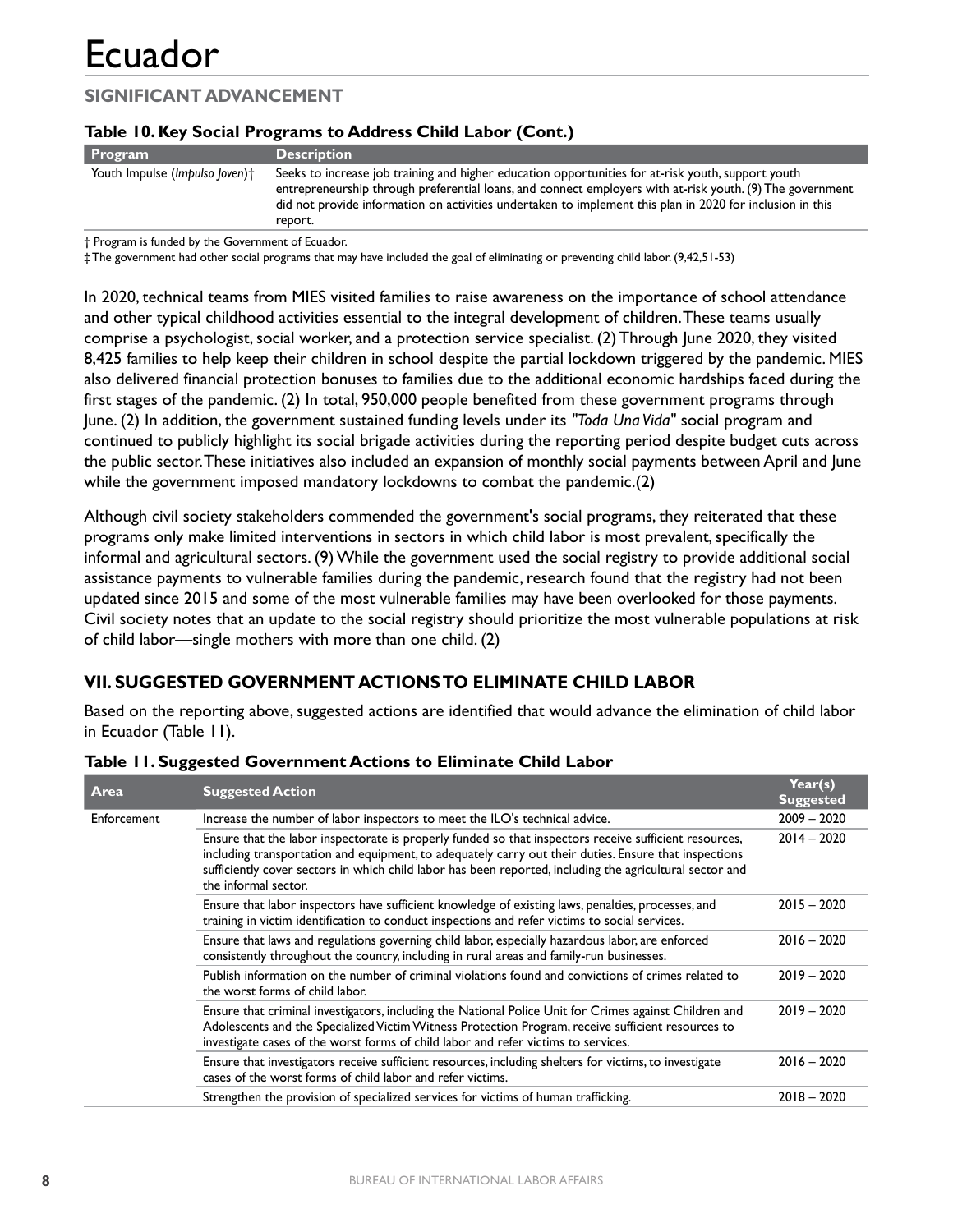# Ecuador

## SIGNIFICANT ADVANCEMENT

### Table 10. Key Social Programs to Address Child Labor (Cont.)

| Program | Description |
|---|---|
| Youth Impulse (*Impulso Joven*)† | Seeks to increase job training and higher education opportunities for at-risk youth, support youth entrepreneurship through preferential loans, and connect employers with at-risk youth. (9) The government did not provide information on activities undertaken to implement this plan in 2020 for inclusion in this report. |

† Program is funded by the Government of Ecuador.
‡ The government had other social programs that may have included the goal of eliminating or preventing child labor. (9,42,51-53)

In 2020, technical teams from MIES visited families to raise awareness on the importance of school attendance and other typical childhood activities essential to the integral development of children. These teams usually comprise a psychologist, social worker, and a protection service specialist. (2) Through June 2020, they visited 8,425 families to help keep their children in school despite the partial lockdown triggered by the pandemic. MIES also delivered financial protection bonuses to families due to the additional economic hardships faced during the first stages of the pandemic. (2) In total, 950,000 people benefited from these government programs through June. (2) In addition, the government sustained funding levels under its "*Toda Una Vida*" social program and continued to publicly highlight its social brigade activities during the reporting period despite budget cuts across the public sector. These initiatives also included an expansion of monthly social payments between April and June while the government imposed mandatory lockdowns to combat the pandemic.(2)

Although civil society stakeholders commended the government's social programs, they reiterated that these programs only make limited interventions in sectors in which child labor is most prevalent, specifically the informal and agricultural sectors. (9) While the government used the social registry to provide additional social assistance payments to vulnerable families during the pandemic, research found that the registry had not been updated since 2015 and some of the most vulnerable families may have been overlooked for those payments. Civil society notes that an update to the social registry should prioritize the most vulnerable populations at risk of child labor—single mothers with more than one child. (2)

## VII. SUGGESTED GOVERNMENT ACTIONS TO ELIMINATE CHILD LABOR

Based on the reporting above, suggested actions are identified that would advance the elimination of child labor in Ecuador (Table 11).

### Table 11. Suggested Government Actions to Eliminate Child Labor

| Area | Suggested Action | Year(s) Suggested |
|---|---|---|
| Enforcement | Increase the number of labor inspectors to meet the ILO's technical advice. | 2009 – 2020 |
| | Ensure that the labor inspectorate is properly funded so that inspectors receive sufficient resources, including transportation and equipment, to adequately carry out their duties. Ensure that inspections sufficiently cover sectors in which child labor has been reported, including the agricultural sector and the informal sector. | 2014 – 2020 |
| | Ensure that labor inspectors have sufficient knowledge of existing laws, penalties, processes, and training in victim identification to conduct inspections and refer victims to social services. | 2015 – 2020 |
| | Ensure that laws and regulations governing child labor, especially hazardous labor, are enforced consistently throughout the country, including in rural areas and family-run businesses. | 2016 – 2020 |
| | Publish information on the number of criminal violations found and convictions of crimes related to the worst forms of child labor. | 2019 – 2020 |
| | Ensure that criminal investigators, including the National Police Unit for Crimes against Children and Adolescents and the Specialized Victim Witness Protection Program, receive sufficient resources to investigate cases of the worst forms of child labor and refer victims to services. | 2019 – 2020 |
| | Ensure that investigators receive sufficient resources, including shelters for victims, to investigate cases of the worst forms of child labor and refer victims. | 2016 – 2020 |
| | Strengthen the provision of specialized services for victims of human trafficking. | 2018 – 2020 |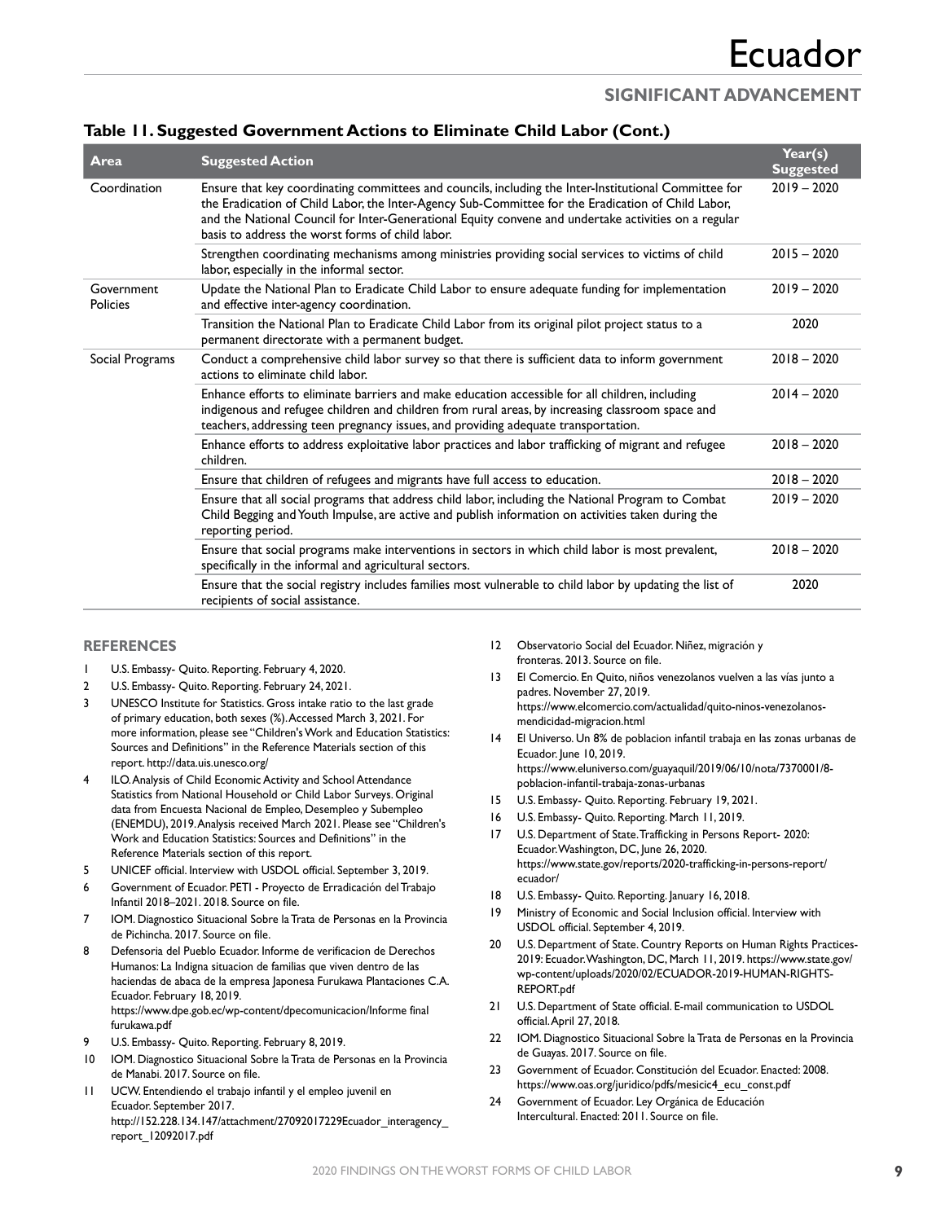# Ecuador

## SIGNIFICANT ADVANCEMENT

### Table 11. Suggested Government Actions to Eliminate Child Labor (Cont.)

| Area | Suggested Action | Year(s) Suggested |
|---|---|---|
| Coordination | Ensure that key coordinating committees and councils, including the Inter-Institutional Committee for the Eradication of Child Labor, the Inter-Agency Sub-Committee for the Eradication of Child Labor, and the National Council for Inter-Generational Equity convene and undertake activities on a regular basis to address the worst forms of child labor. | 2019 – 2020 |
| | Strengthen coordinating mechanisms among ministries providing social services to victims of child labor, especially in the informal sector. | 2015 – 2020 |
| Government Policies | Update the National Plan to Eradicate Child Labor to ensure adequate funding for implementation and effective inter-agency coordination. | 2019 – 2020 |
| | Transition the National Plan to Eradicate Child Labor from its original pilot project status to a permanent directorate with a permanent budget. | 2020 |
| Social Programs | Conduct a comprehensive child labor survey so that there is sufficient data to inform government actions to eliminate child labor. | 2018 – 2020 |
| | Enhance efforts to eliminate barriers and make education accessible for all children, including indigenous and refugee children and children from rural areas, by increasing classroom space and teachers, addressing teen pregnancy issues, and providing adequate transportation. | 2014 – 2020 |
| | Enhance efforts to address exploitative labor practices and labor trafficking of migrant and refugee children. | 2018 – 2020 |
| | Ensure that children of refugees and migrants have full access to education. | 2018 – 2020 |
| | Ensure that all social programs that address child labor, including the National Program to Combat Child Begging and Youth Impulse, are active and publish information on activities taken during the reporting period. | 2019 – 2020 |
| | Ensure that social programs make interventions in sectors in which child labor is most prevalent, specifically in the informal and agricultural sectors. | 2018 – 2020 |
| | Ensure that the social registry includes families most vulnerable to child labor by updating the list of recipients of social assistance. | 2020 |

## REFERENCES

1. U.S. Embassy- Quito. Reporting. February 4, 2020.
2. U.S. Embassy- Quito. Reporting. February 24, 2021.
3. UNESCO Institute for Statistics. Gross intake ratio to the last grade of primary education, both sexes (%). Accessed March 3, 2021. For more information, please see "Children's Work and Education Statistics: Sources and Definitions" in the Reference Materials section of this report. http://data.uis.unesco.org/
4. ILO. Analysis of Child Economic Activity and School Attendance Statistics from National Household or Child Labor Surveys. Original data from Encuesta Nacional de Empleo, Desempleo y Subempleo (ENEMDU), 2019. Analysis received March 2021. Please see "Children's Work and Education Statistics: Sources and Definitions" in the Reference Materials section of this report.
5. UNICEF official. Interview with USDOL official. September 3, 2019.
6. Government of Ecuador. PETI - Proyecto de Erradicación del Trabajo Infantil 2018–2021. 2018. Source on file.
7. IOM. Diagnostico Situacional Sobre la Trata de Personas en la Provincia de Pichincha. 2017. Source on file.
8. Defensoria del Pueblo Ecuador. Informe de verificacion de Derechos Humanos: La Indigna situacion de familias que viven dentro de las haciendas de abaca de la empresa Japonesa Furukawa Plantaciones C.A. Ecuador. February 18, 2019. https://www.dpe.gob.ec/wp-content/dpecomunicacion/Informe final furukawa.pdf
9. U.S. Embassy- Quito. Reporting. February 8, 2019.
10. IOM. Diagnostico Situacional Sobre la Trata de Personas en la Provincia de Manabi. 2017. Source on file.
11. UCW. Entendiendo el trabajo infantil y el empleo juvenil en Ecuador. September 2017. http://152.228.134.147/attachment/27092017229Ecuador_interagency_report_12092017.pdf
12. Observatorio Social del Ecuador. Niñez, migración y fronteras. 2013. Source on file.
13. El Comercio. En Quito, niños venezolanos vuelven a las vías junto a padres. November 27, 2019. https://www.elcomercio.com/actualidad/quito-ninos-venezolanos-mendicidad-migracion.html
14. El Universo. Un 8% de poblacion infantil trabaja en las zonas urbanas de Ecuador. June 10, 2019. https://www.eluniverso.com/guayaquil/2019/06/10/nota/7370001/8-poblacion-infantil-trabaja-zonas-urbanas
15. U.S. Embassy- Quito. Reporting. February 19, 2021.
16. U.S. Embassy- Quito. Reporting. March 11, 2019.
17. U.S. Department of State. Trafficking in Persons Report- 2020: Ecuador. Washington, DC, June 26, 2020. https://www.state.gov/reports/2020-trafficking-in-persons-report/ecuador/
18. U.S. Embassy- Quito. Reporting. January 16, 2018.
19. Ministry of Economic and Social Inclusion official. Interview with USDOL official. September 4, 2019.
20. U.S. Department of State. Country Reports on Human Rights Practices-2019: Ecuador. Washington, DC, March 11, 2019. https://www.state.gov/wp-content/uploads/2020/02/ECUADOR-2019-HUMAN-RIGHTS-REPORT.pdf
21. U.S. Department of State official. E-mail communication to USDOL official. April 27, 2018.
22. IOM. Diagnostico Situacional Sobre la Trata de Personas en la Provincia de Guayas. 2017. Source on file.
23. Government of Ecuador. Constitución del Ecuador. Enacted: 2008. https://www.oas.org/juridico/pdfs/mesicic4_ecu_const.pdf
24. Government of Ecuador. Ley Orgánica de Educación Intercultural. Enacted: 2011. Source on file.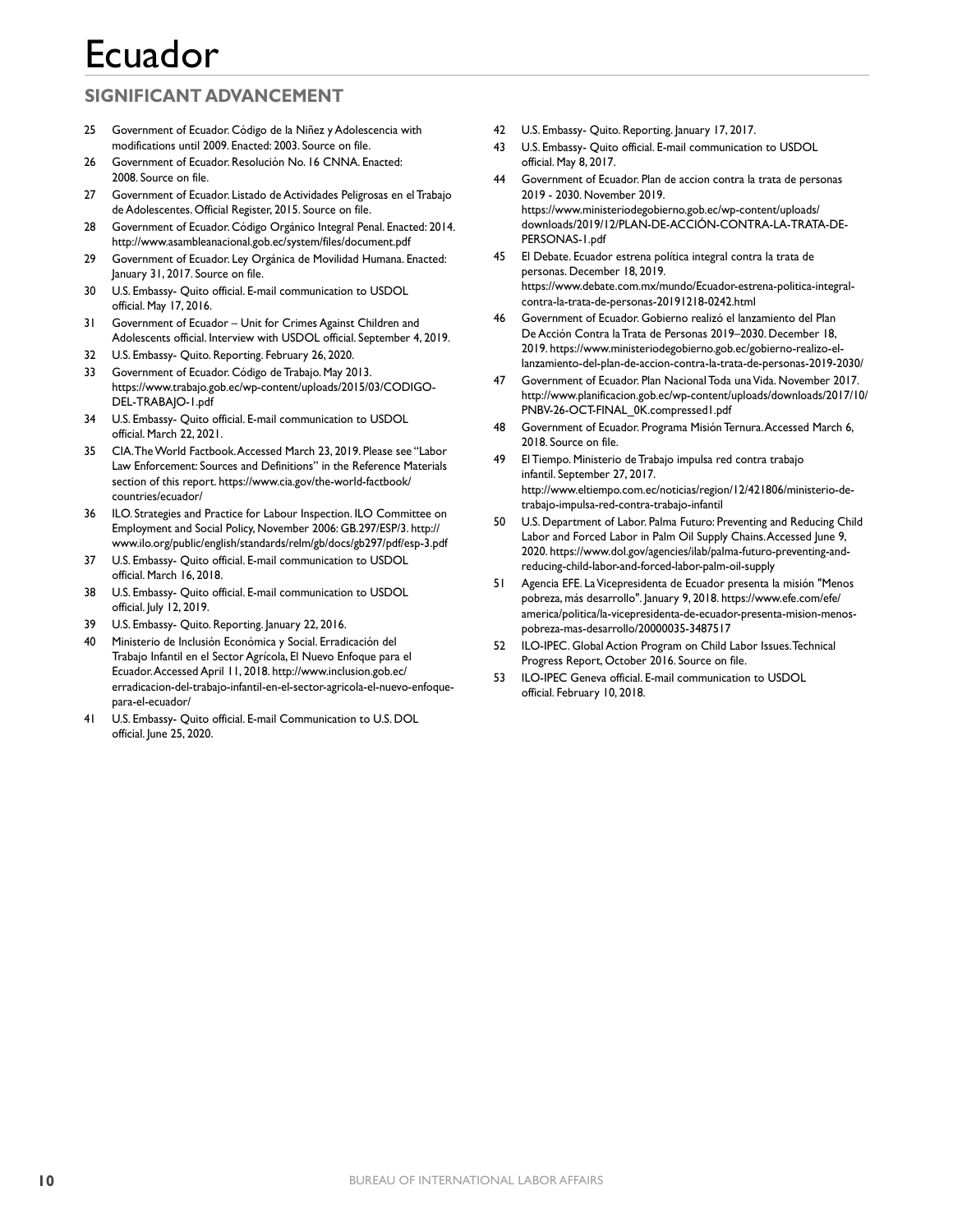# Ecuador

## SIGNIFICANT ADVANCEMENT

25 Government of Ecuador. Código de la Niñez y Adolescencia with modifications until 2009. Enacted: 2003. Source on file.

26 Government of Ecuador. Resolución No. 16 CNNA. Enacted: 2008. Source on file.

27 Government of Ecuador. Listado de Actividades Peligrosas en el Trabajo de Adolescentes. Official Register, 2015. Source on file.

28 Government of Ecuador. Código Orgánico Integral Penal. Enacted: 2014. http://www.asambleanacional.gob.ec/system/files/document.pdf

29 Government of Ecuador. Ley Orgánica de Movilidad Humana. Enacted: January 31, 2017. Source on file.

30 U.S. Embassy- Quito official. E-mail communication to USDOL official. May 17, 2016.

31 Government of Ecuador – Unit for Crimes Against Children and Adolescents official. Interview with USDOL official. September 4, 2019.

32 U.S. Embassy- Quito. Reporting. February 26, 2020.

33 Government of Ecuador. Código de Trabajo. May 2013. https://www.trabajo.gob.ec/wp-content/uploads/2015/03/CODIGO-DEL-TRABAJO-1.pdf

34 U.S. Embassy- Quito official. E-mail communication to USDOL official. March 22, 2021.

35 CIA. The World Factbook. Accessed March 23, 2019. Please see "Labor Law Enforcement: Sources and Definitions" in the Reference Materials section of this report. https://www.cia.gov/the-world-factbook/countries/ecuador/

36 ILO. Strategies and Practice for Labour Inspection. ILO Committee on Employment and Social Policy, November 2006: GB.297/ESP/3. http://www.ilo.org/public/english/standards/relm/gb/docs/gb297/pdf/esp-3.pdf

37 U.S. Embassy- Quito official. E-mail communication to USDOL official. March 16, 2018.

38 U.S. Embassy- Quito official. E-mail communication to USDOL official. July 12, 2019.

39 U.S. Embassy- Quito. Reporting. January 22, 2016.

40 Ministerio de Inclusión Económica y Social. Erradicación del Trabajo Infantil en el Sector Agrícola, El Nuevo Enfoque para el Ecuador. Accessed April 11, 2018. http://www.inclusion.gob.ec/erradicacion-del-trabajo-infantil-en-el-sector-agricola-el-nuevo-enfoque-para-el-ecuador/

41 U.S. Embassy- Quito official. E-mail Communication to U.S. DOL official. June 25, 2020.

42 U.S. Embassy- Quito. Reporting. January 17, 2017.

43 U.S. Embassy- Quito official. E-mail communication to USDOL official. May 8, 2017.

44 Government of Ecuador. Plan de accion contra la trata de personas 2019 - 2030. November 2019. https://www.ministeriodegobierno.gob.ec/wp-content/uploads/downloads/2019/12/PLAN-DE-ACCIÓN-CONTRA-LA-TRATA-DE-PERSONAS-1.pdf

45 El Debate. Ecuador estrena política integral contra la trata de personas. December 18, 2019. https://www.debate.com.mx/mundo/Ecuador-estrena-politica-integral-contra-la-trata-de-personas-20191218-0242.html

46 Government of Ecuador. Gobierno realizó el lanzamiento del Plan De Acción Contra la Trata de Personas 2019–2030. December 18, 2019. https://www.ministeriodegobierno.gob.ec/gobierno-realizo-el-lanzamiento-del-plan-de-accion-contra-la-trata-de-personas-2019-2030/

47 Government of Ecuador. Plan Nacional Toda una Vida. November 2017. http://www.planificacion.gob.ec/wp-content/uploads/downloads/2017/10/PNBV-26-OCT-FINAL_0K.compressed1.pdf

48 Government of Ecuador. Programa Misión Ternura. Accessed March 6, 2018. Source on file.

49 El Tiempo. Ministerio de Trabajo impulsa red contra trabajo infantil. September 27, 2017. http://www.eltiempo.com.ec/noticias/region/12/421806/ministerio-de-trabajo-impulsa-red-contra-trabajo-infantil

50 U.S. Department of Labor. Palma Futuro: Preventing and Reducing Child Labor and Forced Labor in Palm Oil Supply Chains. Accessed June 9, 2020. https://www.dol.gov/agencies/ilab/palma-futuro-preventing-and-reducing-child-labor-and-forced-labor-palm-oil-supply

51 Agencia EFE. La Vicepresidenta de Ecuador presenta la misión "Menos pobreza, más desarrollo". January 9, 2018. https://www.efe.com/efe/america/politica/la-vicepresidenta-de-ecuador-presenta-mision-menos-pobreza-mas-desarrollo/20000035-3487517

52 ILO-IPEC. Global Action Program on Child Labor Issues. Technical Progress Report, October 2016. Source on file.

53 ILO-IPEC Geneva official. E-mail communication to USDOL official. February 10, 2018.